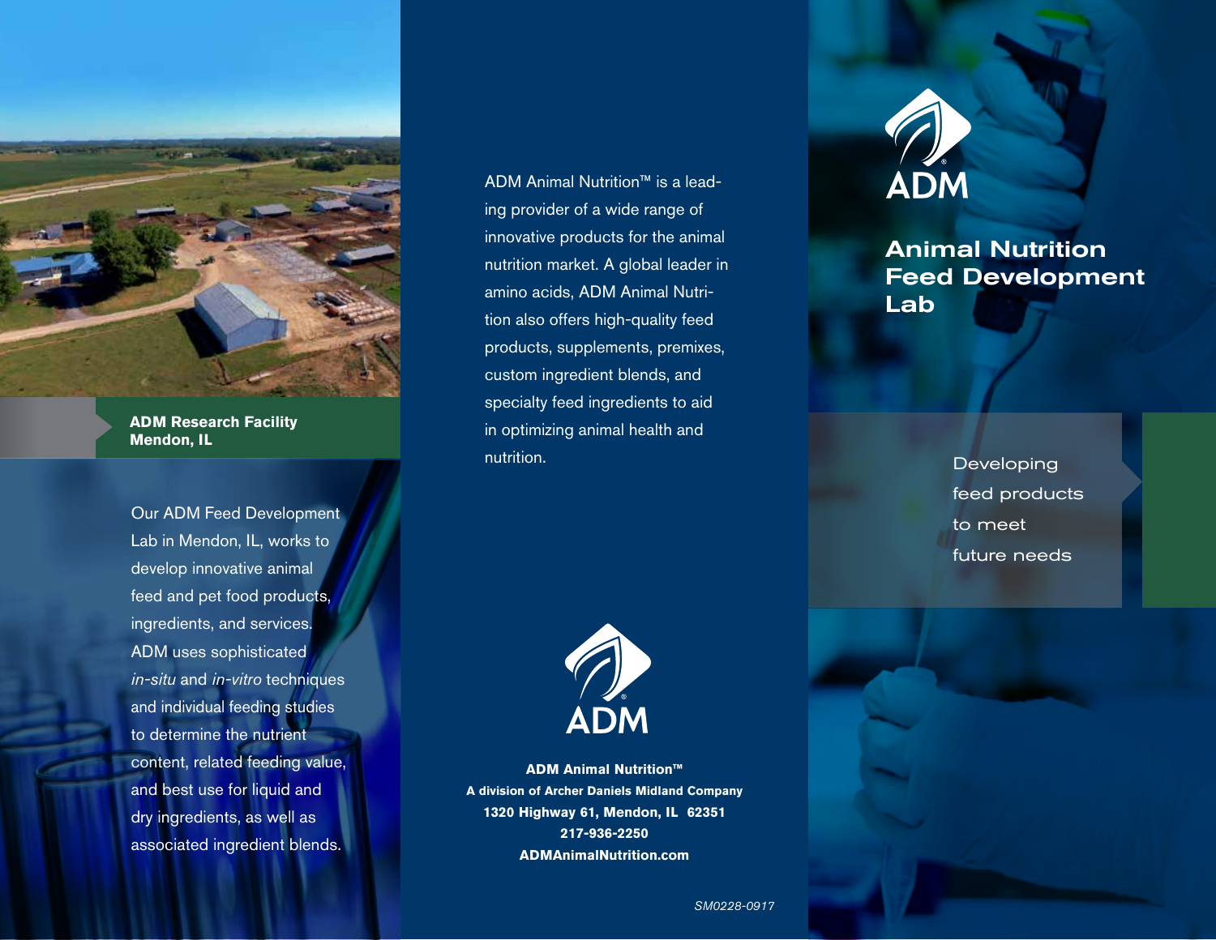# ADM

## Animal Nutrition Feed Development Lab

Developing feed products to meet future needs

ADM Animal Nutrition™ is a leading provider of a wide range of innovative products for the animal nutrition market. A global leader in amino acids, ADM Animal Nutrition also offers high-quality feed products, supplements, premixes, custom ingredient blends, and specialty feed ingredients to aid in optimizing animal health and nutrition.

**ADM Research Facility**
**Mendon, IL**

Our ADM Feed Development Lab in Mendon, IL, works to develop innovative animal feed and pet food products, ingredients, and services. ADM uses sophisticated *in-situ* and *in-vitro* techniques and individual feeding studies to determine the nutrient content, related feeding value, and best use for liquid and dry ingredients, as well as associated ingredient blends.

ADM

**ADM Animal Nutrition™**
**A division of Archer Daniels Midland Company**
**1320 Highway 61, Mendon, IL 62351**
**217-936-2250**
**ADMAnimalNutrition.com**

*SM0228-0917*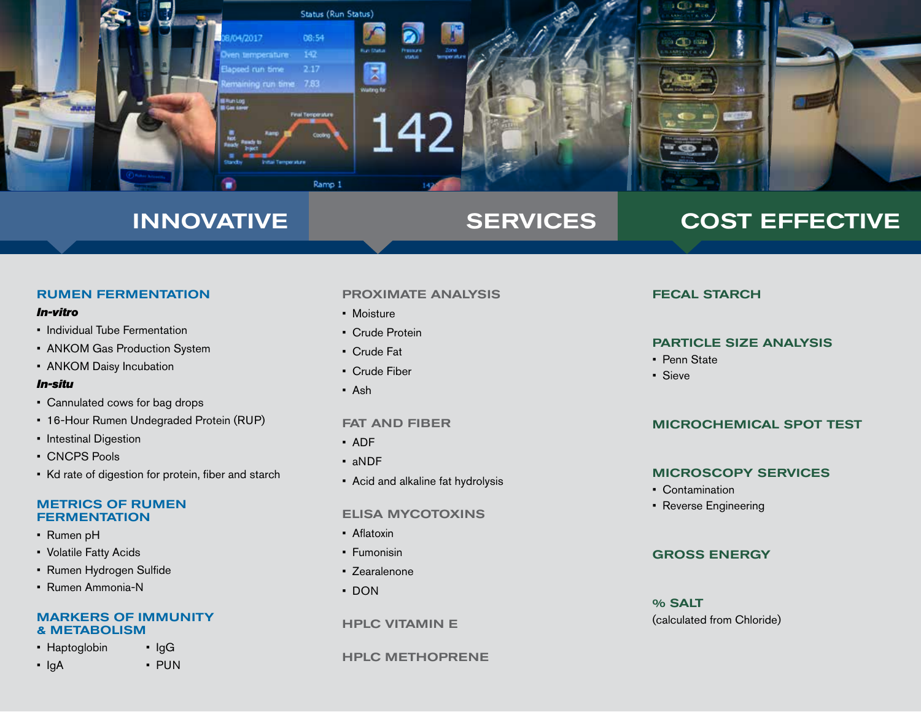INNOVATIVE SERVICES COST EFFECTIVE

## RUMEN FERMENTATION

***In-vitro***

- Individual Tube Fermentation
- ANKOM Gas Production System
- ANKOM Daisy Incubation

***In-situ***

- Cannulated cows for bag drops
- 16-Hour Rumen Undegraded Protein (RUP)
- Intestinal Digestion
- CNCPS Pools
- Kd rate of digestion for protein, fiber and starch

## METRICS OF RUMEN FERMENTATION

- Rumen pH
- Volatile Fatty Acids
- Rumen Hydrogen Sulfide
- Rumen Ammonia-N

## MARKERS OF IMMUNITY & METABOLISM

- Haptoglobin
- IgA
- IgG
- PUN

## PROXIMATE ANALYSIS

- Moisture
- Crude Protein
- Crude Fat
- Crude Fiber
- Ash

## FAT AND FIBER

- ADF
- aNDF
- Acid and alkaline fat hydrolysis

## ELISA MYCOTOXINS

- Aflatoxin
- Fumonisin
- Zearalenone
- DON

## HPLC VITAMIN E

## HPLC METHOPRENE

## FECAL STARCH

## PARTICLE SIZE ANALYSIS

- Penn State
- Sieve

## MICROCHEMICAL SPOT TEST

## MICROSCOPY SERVICES

- Contamination
- Reverse Engineering

## GROSS ENERGY

## % SALT

(calculated from Chloride)